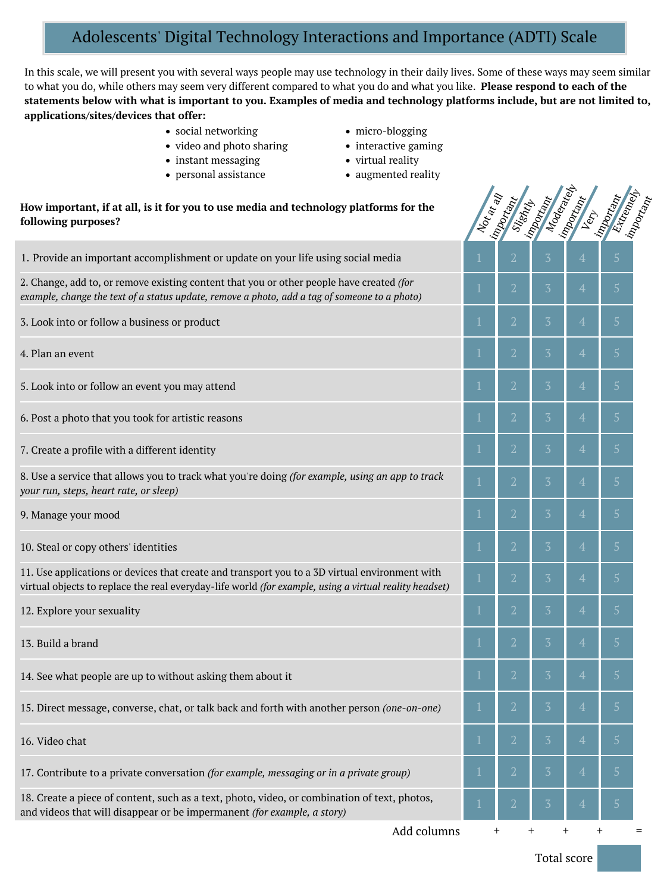# Adolescents' Digital Technology Interactions and Importance (ADTI) Scale

In this scale, we will present you with several ways people may use technology in their daily lives. Some of these ways may seem similar to what you do, while others may seem very different compared to what you do and what you like. **Please respond to each of the statements below with what is important to you. Examples of media and technology platforms include, but are not limited to, applications/sites/devices that offer:**

- social networking
- video and photo sharing
- instant messaging
- personal assistance
- micro-blogging
- interactive gaming
- virtual reality
- augmented reality

| **How important, if at all, is it for you to use media and technology platforms for the following purposes?** | Not at all important | Slightly important | Moderately important | Very important | Extremely important |
|---|---|---|---|---|---|
| 1. Provide an important accomplishment or update on your life using social media | 1 | 2 | 3 | 4 | 5 |
| 2. Change, add to, or remove existing content that you or other people have created *(for example, change the text of a status update, remove a photo, add a tag of someone to a photo)* | 1 | 2 | 3 | 4 | 5 |
| 3. Look into or follow a business or product | 1 | 2 | 3 | 4 | 5 |
| 4. Plan an event | 1 | 2 | 3 | 4 | 5 |
| 5. Look into or follow an event you may attend | 1 | 2 | 3 | 4 | 5 |
| 6. Post a photo that you took for artistic reasons | 1 | 2 | 3 | 4 | 5 |
| 7. Create a profile with a different identity | 1 | 2 | 3 | 4 | 5 |
| 8. Use a service that allows you to track what you're doing *(for example, using an app to track your run, steps, heart rate, or sleep)* | 1 | 2 | 3 | 4 | 5 |
| 9. Manage your mood | 1 | 2 | 3 | 4 | 5 |
| 10. Steal or copy others' identities | 1 | 2 | 3 | 4 | 5 |
| 11. Use applications or devices that create and transport you to a 3D virtual environment with virtual objects to replace the real everyday-life world *(for example, using a virtual reality headset)* | 1 | 2 | 3 | 4 | 5 |
| 12. Explore your sexuality | 1 | 2 | 3 | 4 | 5 |
| 13. Build a brand | 1 | 2 | 3 | 4 | 5 |
| 14. See what people are up to without asking them about it | 1 | 2 | 3 | 4 | 5 |
| 15. Direct message, converse, chat, or talk back and forth with another person *(one-on-one)* | 1 | 2 | 3 | 4 | 5 |
| 16. Video chat | 1 | 2 | 3 | 4 | 5 |
| 17. Contribute to a private conversation *(for example, messaging or in a private group)* | 1 | 2 | 3 | 4 | 5 |
| 18. Create a piece of content, such as a text, photo, video, or combination of text, photos, and videos that will disappear or be impermanent *(for example, a story)* | 1 | 2 | 3 | 4 | 5 |
| Add columns | + | + | + | + | = |

Total score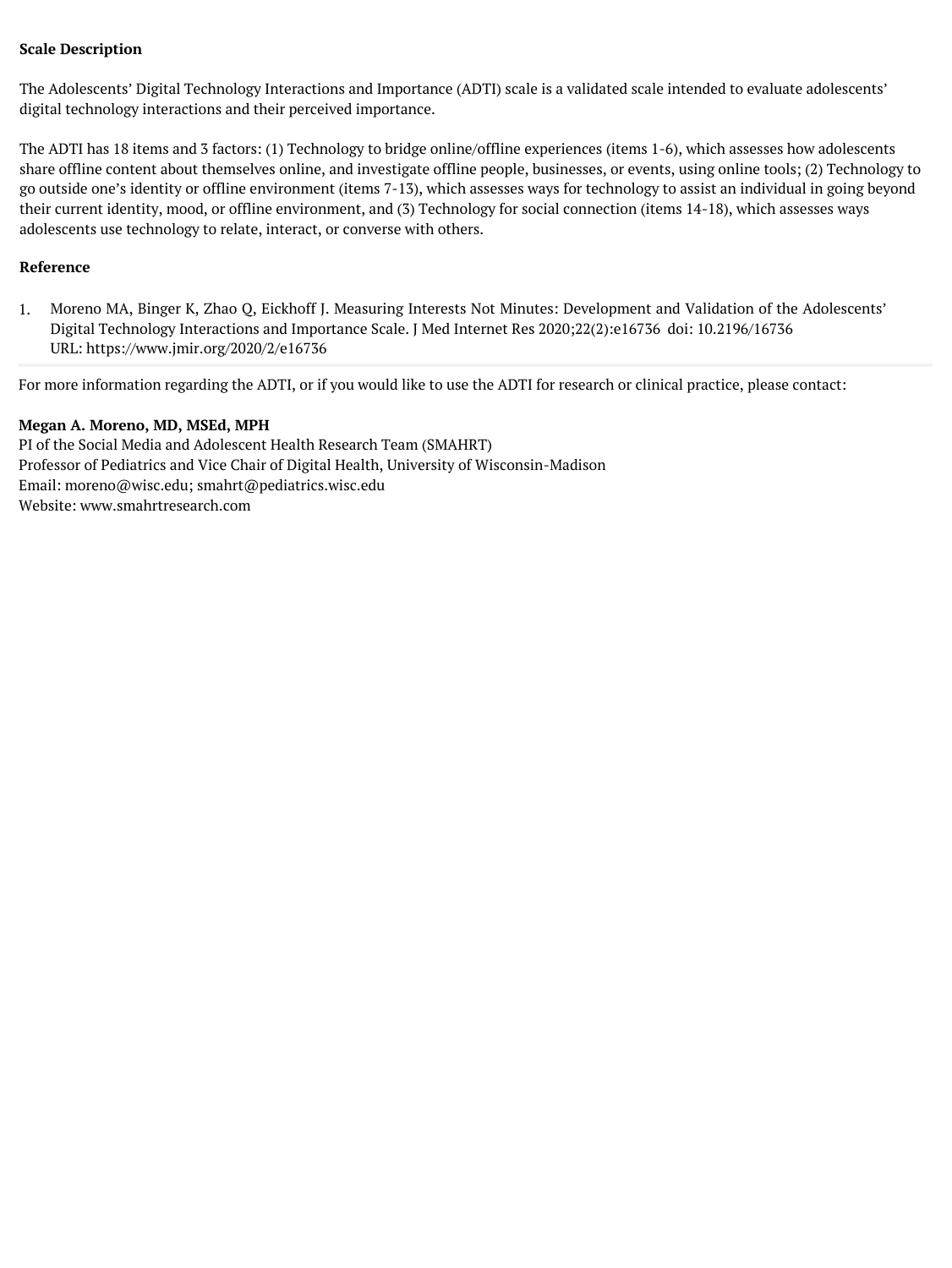**Scale Description**

The Adolescents' Digital Technology Interactions and Importance (ADTI) scale is a validated scale intended to evaluate adolescents' digital technology interactions and their perceived importance.

The ADTI has 18 items and 3 factors: (1) Technology to bridge online/offline experiences (items 1-6), which assesses how adolescents share offline content about themselves online, and investigate offline people, businesses, or events, using online tools; (2) Technology to go outside one's identity or offline environment (items 7-13), which assesses ways for technology to assist an individual in going beyond their current identity, mood, or offline environment, and (3) Technology for social connection (items 14-18), which assesses ways adolescents use technology to relate, interact, or converse with others.

**Reference**

1. Moreno MA, Binger K, Zhao Q, Eickhoff J. Measuring Interests Not Minutes: Development and Validation of the Adolescents' Digital Technology Interactions and Importance Scale. J Med Internet Res 2020;22(2):e16736 doi: 10.2196/16736
   URL: https://www.jmir.org/2020/2/e16736

---

For more information regarding the ADTI, or if you would like to use the ADTI for research or clinical practice, please contact:

**Megan A. Moreno, MD, MSEd, MPH**
PI of the Social Media and Adolescent Health Research Team (SMAHRT)
Professor of Pediatrics and Vice Chair of Digital Health, University of Wisconsin-Madison
Email: moreno@wisc.edu; smahrt@pediatrics.wisc.edu
Website: www.smahrtresearch.com